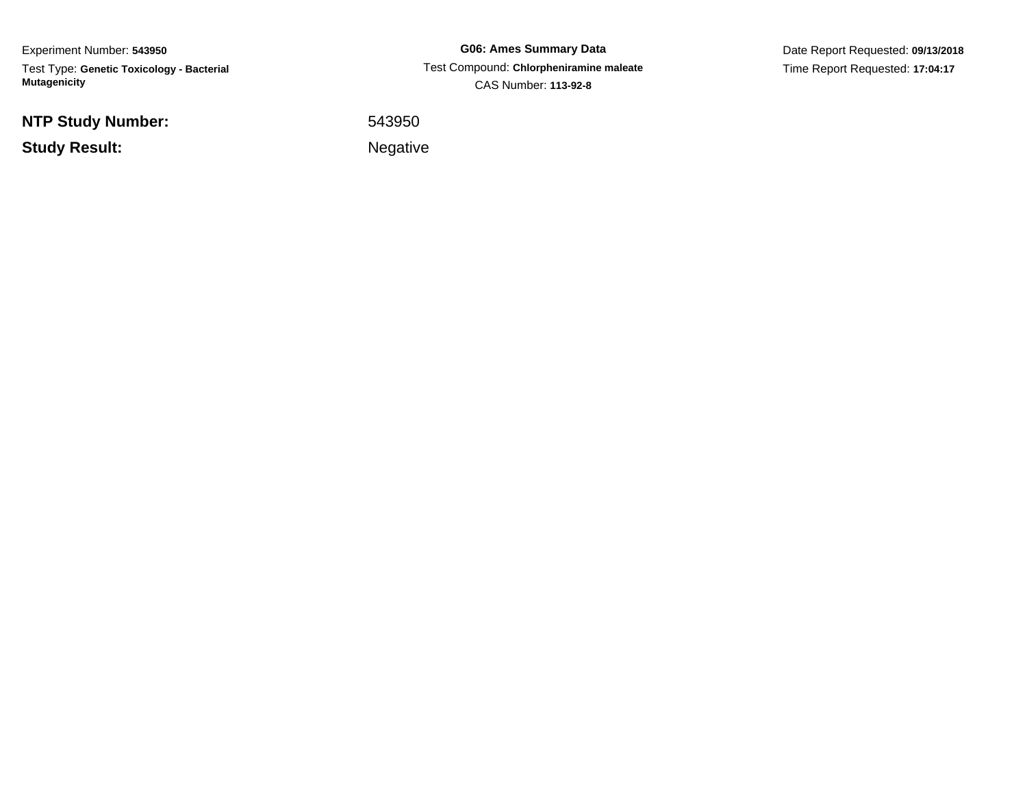Experiment Number: **543950**

Test Type: **Genetic Toxicology - Bacterial Mutagenicity**

**G06: Ames Summary Data**

Test Compound: **Chlorpheniramine maleate**

CAS Number: **113-92-8**

Date Report Requested: **09/13/2018**

Time Report Requested: **17:04:17**

**NTP Study Number:** 543950

**Study Result:** Negative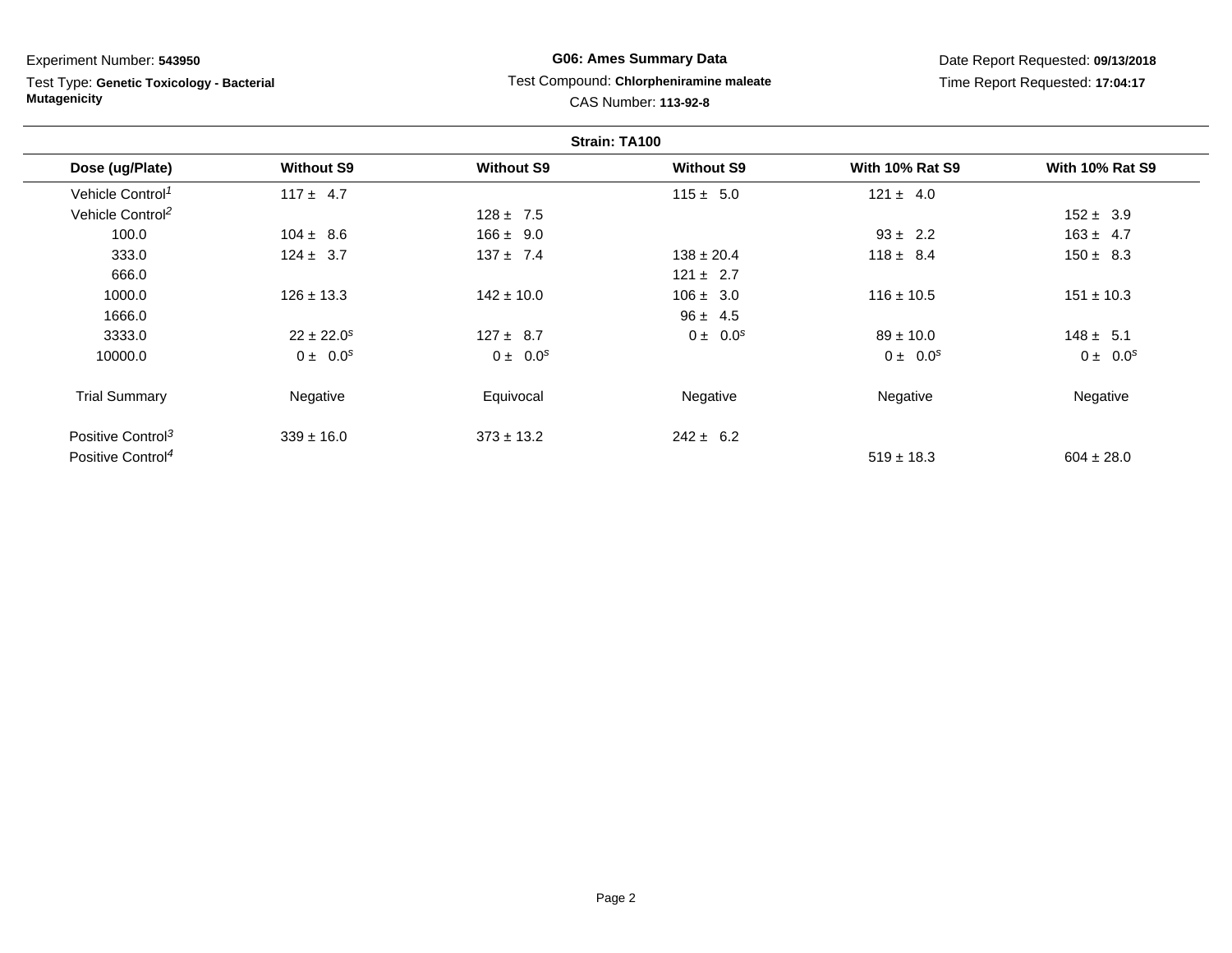Experiment Number: **543950**

Test Type: **Genetic Toxicology - Bacterial Mutagenicity**

**G06: Ames Summary Data**

Test Compound: **Chlorpheniramine maleate**

CAS Number: **113-92-8**

Date Report Requested: **09/13/2018**

Time Report Requested: **17:04:17**

**Strain: TA100**

| Dose (ug/Plate) | Without S9 | Without S9 | Without S9 | With 10% Rat S9 | With 10% Rat S9 |
|---|---|---|---|---|---|
| Vehicle Control[1] | 117 ± 4.7 | | 115 ± 5.0 | 121 ± 4.0 | |
| Vehicle Control[2] | | 128 ± 7.5 | | | 152 ± 3.9 |
| 100.0 | 104 ± 8.6 | 166 ± 9.0 | | 93 ± 2.2 | 163 ± 4.7 |
| 333.0 | 124 ± 3.7 | 137 ± 7.4 | 138 ± 20.4 | 118 ± 8.4 | 150 ± 8.3 |
| 666.0 | | | 121 ± 2.7 | | |
| 1000.0 | 126 ± 13.3 | 142 ± 10.0 | 106 ± 3.0 | 116 ± 10.5 | 151 ± 10.3 |
| 1666.0 | | | 96 ± 4.5 | | |
| 3333.0 | 22 ± 22.0[s] | 127 ± 8.7 | 0 ± 0.0[s] | 89 ± 10.0 | 148 ± 5.1 |
| 10000.0 | 0 ± 0.0[s] | 0 ± 0.0[s] | | 0 ± 0.0[s] | 0 ± 0.0[s] |
| Trial Summary | Negative | Equivocal | Negative | Negative | Negative |
| Positive Control[3] | 339 ± 16.0 | 373 ± 13.2 | 242 ± 6.2 | | |
| Positive Control[4] | | | | 519 ± 18.3 | 604 ± 28.0 |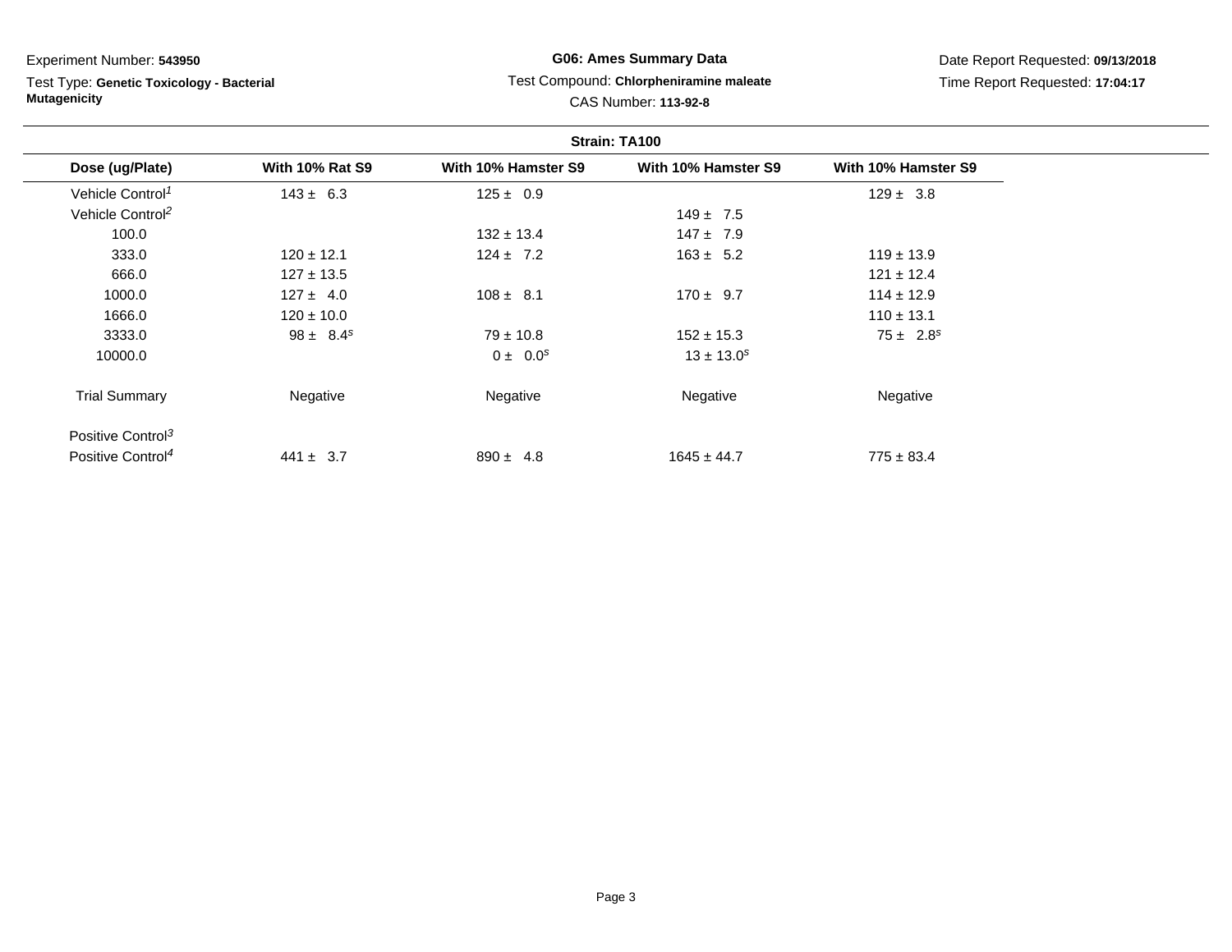Experiment Number: **543950**

Test Type: **Genetic Toxicology - Bacterial Mutagenicity**

**G06: Ames Summary Data**

Test Compound: **Chlorpheniramine maleate**

CAS Number: **113-92-8**

Date Report Requested: **09/13/2018**

Time Report Requested: **17:04:17**

**Strain: TA100**

| Dose (ug/Plate) | With 10% Rat S9 | With 10% Hamster S9 | With 10% Hamster S9 | With 10% Hamster S9 |
|---|---|---|---|---|
| Vehicle Control[1] | 143 ± 6.3 | 125 ± 0.9 | | 129 ± 3.8 |
| Vehicle Control[2] | | | 149 ± 7.5 | |
| 100.0 | | 132 ± 13.4 | 147 ± 7.9 | |
| 333.0 | 120 ± 12.1 | 124 ± 7.2 | 163 ± 5.2 | 119 ± 13.9 |
| 666.0 | 127 ± 13.5 | | | 121 ± 12.4 |
| 1000.0 | 127 ± 4.0 | 108 ± 8.1 | 170 ± 9.7 | 114 ± 12.9 |
| 1666.0 | 120 ± 10.0 | | | 110 ± 13.1 |
| 3333.0 | 98 ± 8.4[s] | 79 ± 10.8 | 152 ± 15.3 | 75 ± 2.8[s] |
| 10000.0 | | 0 ± 0.0[s] | 13 ± 13.0[s] | |
| Trial Summary | Negative | Negative | Negative | Negative |
| Positive Control[3] | | | | |
| Positive Control[4] | 441 ± 3.7 | 890 ± 4.8 | 1645 ± 44.7 | 775 ± 83.4 |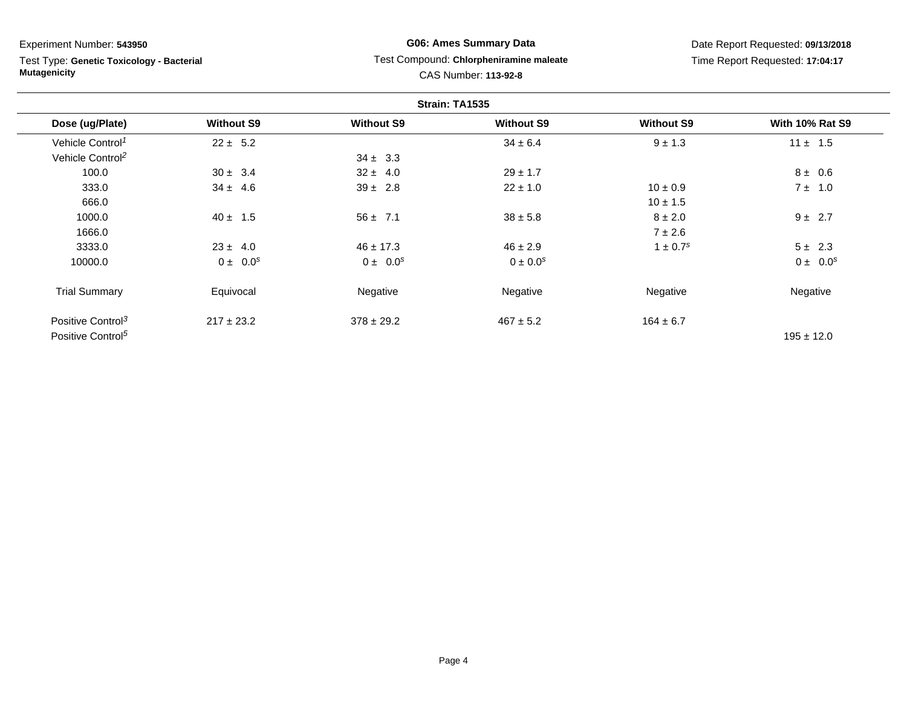Experiment Number: **543950**

Test Type: **Genetic Toxicology - Bacterial Mutagenicity**

**G06: Ames Summary Data**

Test Compound: **Chlorpheniramine maleate**

CAS Number: **113-92-8**

Date Report Requested: **09/13/2018**

Time Report Requested: **17:04:17**

**Strain: TA1535**

| Dose (ug/Plate) | Without S9 | Without S9 | Without S9 | Without S9 | With 10% Rat S9 |
|---|---|---|---|---|---|
| Vehicle Control[1] | 22 ± 5.2 | | 34 ± 6.4 | 9 ± 1.3 | 11 ± 1.5 |
| Vehicle Control[2] | | 34 ± 3.3 | | | |
| 100.0 | 30 ± 3.4 | 32 ± 4.0 | 29 ± 1.7 | | 8 ± 0.6 |
| 333.0 | 34 ± 4.6 | 39 ± 2.8 | 22 ± 1.0 | 10 ± 0.9 | 7 ± 1.0 |
| 666.0 | | | | 10 ± 1.5 | |
| 1000.0 | 40 ± 1.5 | 56 ± 7.1 | 38 ± 5.8 | 8 ± 2.0 | 9 ± 2.7 |
| 1666.0 | | | | 7 ± 2.6 | |
| 3333.0 | 23 ± 4.0 | 46 ± 17.3 | 46 ± 2.9 | 1 ± 0.7[s] | 5 ± 2.3 |
| 10000.0 | 0 ± 0.0[s] | 0 ± 0.0[s] | 0 ± 0.0[s] | | 0 ± 0.0[s] |
| Trial Summary | Equivocal | Negative | Negative | Negative | Negative |
| Positive Control[3] | 217 ± 23.2 | 378 ± 29.2 | 467 ± 5.2 | 164 ± 6.7 | |
| Positive Control[5] | | | | | 195 ± 12.0 |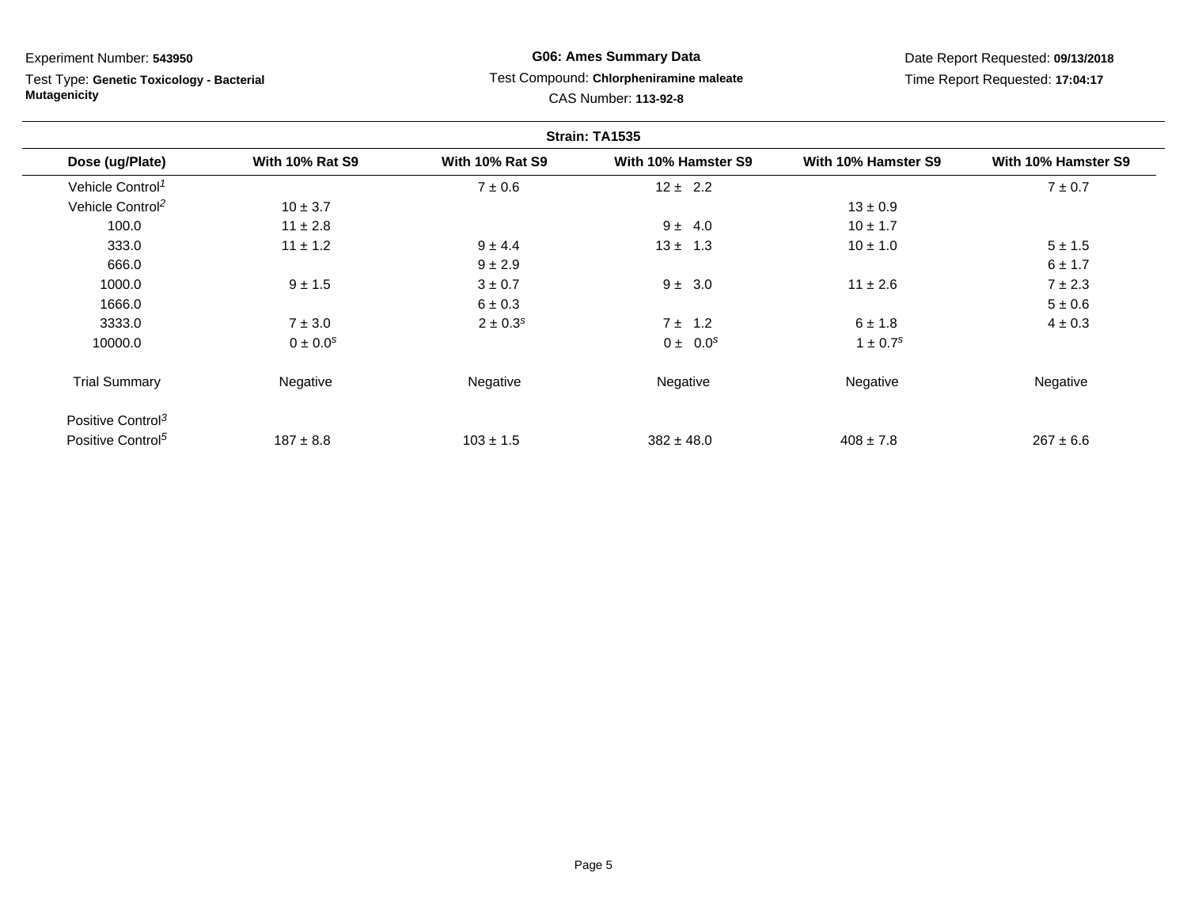Experiment Number: **543950**

Test Type: **Genetic Toxicology - Bacterial Mutagenicity**

**G06: Ames Summary Data**

Test Compound: **Chlorpheniramine maleate**

CAS Number: **113-92-8**

Date Report Requested: **09/13/2018**

Time Report Requested: **17:04:17**

**Strain: TA1535**

| Dose (ug/Plate) | With 10% Rat S9 | With 10% Rat S9 | With 10% Hamster S9 | With 10% Hamster S9 | With 10% Hamster S9 |
|---|---|---|---|---|---|
| Vehicle Control[1] | | 7 ± 0.6 | 12 ± 2.2 | | 7 ± 0.7 |
| Vehicle Control[2] | 10 ± 3.7 | | | 13 ± 0.9 | |
| 100.0 | 11 ± 2.8 | | 9 ± 4.0 | 10 ± 1.7 | |
| 333.0 | 11 ± 1.2 | 9 ± 4.4 | 13 ± 1.3 | 10 ± 1.0 | 5 ± 1.5 |
| 666.0 | | 9 ± 2.9 | | | 6 ± 1.7 |
| 1000.0 | 9 ± 1.5 | 3 ± 0.7 | 9 ± 3.0 | 11 ± 2.6 | 7 ± 2.3 |
| 1666.0 | | 6 ± 0.3 | | | 5 ± 0.6 |
| 3333.0 | 7 ± 3.0 | 2 ± 0.3[s] | 7 ± 1.2 | 6 ± 1.8 | 4 ± 0.3 |
| 10000.0 | 0 ± 0.0[s] | | 0 ± 0.0[s] | 1 ± 0.7[s] | |
| Trial Summary | Negative | Negative | Negative | Negative | Negative |
| Positive Control[3] | | | | | |
| Positive Control[5] | 187 ± 8.8 | 103 ± 1.5 | 382 ± 48.0 | 408 ± 7.8 | 267 ± 6.6 |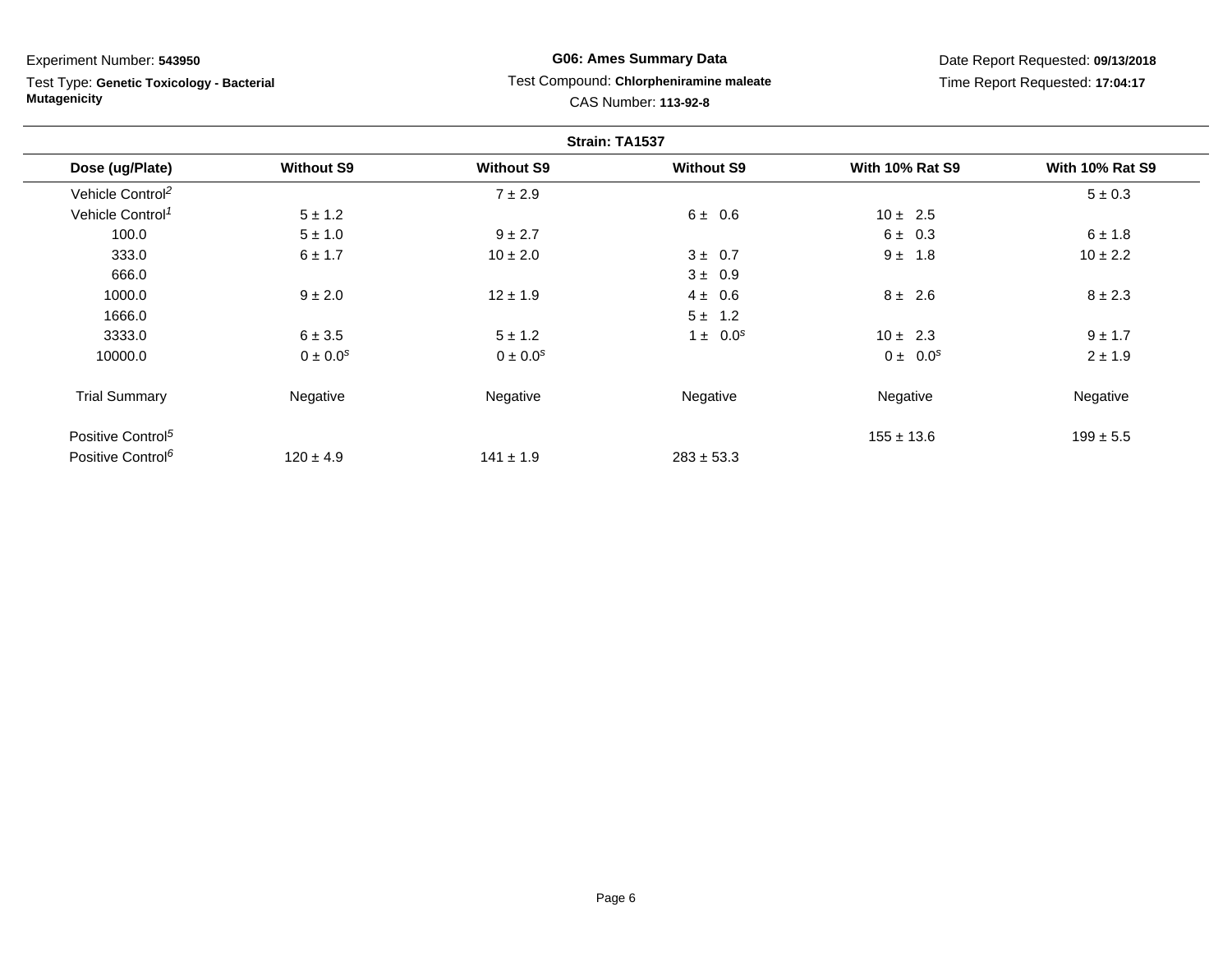Experiment Number: **543950**

Test Type: **Genetic Toxicology - Bacterial Mutagenicity**

**G06: Ames Summary Data**

Test Compound: **Chlorpheniramine maleate**

CAS Number: **113-92-8**

Date Report Requested: **09/13/2018**

Time Report Requested: **17:04:17**

**Strain: TA1537**

| Dose (ug/Plate) | Without S9 | Without S9 | Without S9 | With 10% Rat S9 | With 10% Rat S9 |
|---|---|---|---|---|---|
| Vehicle Control[2] | | 7 ± 2.9 | | | 5 ± 0.3 |
| Vehicle Control[1] | 5 ± 1.2 | | 6 ± 0.6 | 10 ± 2.5 | |
| 100.0 | 5 ± 1.0 | 9 ± 2.7 | | 6 ± 0.3 | 6 ± 1.8 |
| 333.0 | 6 ± 1.7 | 10 ± 2.0 | 3 ± 0.7 | 9 ± 1.8 | 10 ± 2.2 |
| 666.0 | | | 3 ± 0.9 | | |
| 1000.0 | 9 ± 2.0 | 12 ± 1.9 | 4 ± 0.6 | 8 ± 2.6 | 8 ± 2.3 |
| 1666.0 | | | 5 ± 1.2 | | |
| 3333.0 | 6 ± 3.5 | 5 ± 1.2 | 1 ± 0.0[s] | 10 ± 2.3 | 9 ± 1.7 |
| 10000.0 | 0 ± 0.0[s] | 0 ± 0.0[s] | | 0 ± 0.0[s] | 2 ± 1.9 |
| Trial Summary | Negative | Negative | Negative | Negative | Negative |
| Positive Control[5] | | | | 155 ± 13.6 | 199 ± 5.5 |
| Positive Control[6] | 120 ± 4.9 | 141 ± 1.9 | 283 ± 53.3 | | |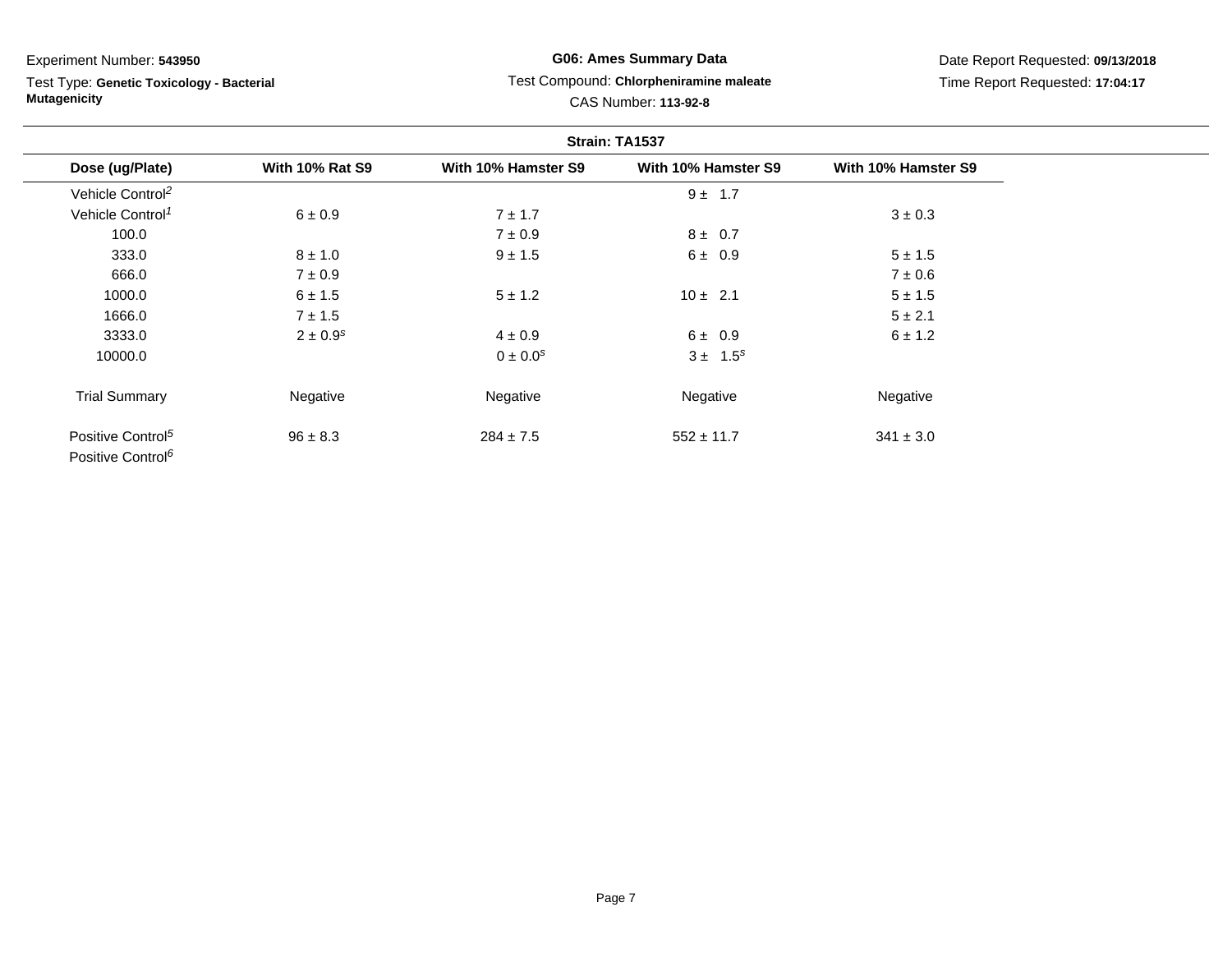Experiment Number: **543950**

Test Type: **Genetic Toxicology - Bacterial Mutagenicity**

**G06: Ames Summary Data**

Test Compound: **Chlorpheniramine maleate**

CAS Number: **113-92-8**

Date Report Requested: **09/13/2018**

Time Report Requested: **17:04:17**

**Strain: TA1537**

| Dose (ug/Plate) | With 10% Rat S9 | With 10% Hamster S9 | With 10% Hamster S9 | With 10% Hamster S9 |
|---|---|---|---|---|
| Vehicle Control[2] | | | 9 ± 1.7 | |
| Vehicle Control[1] | 6 ± 0.9 | 7 ± 1.7 | | 3 ± 0.3 |
| 100.0 | | 7 ± 0.9 | 8 ± 0.7 | |
| 333.0 | 8 ± 1.0 | 9 ± 1.5 | 6 ± 0.9 | 5 ± 1.5 |
| 666.0 | 7 ± 0.9 | | | 7 ± 0.6 |
| 1000.0 | 6 ± 1.5 | 5 ± 1.2 | 10 ± 2.1 | 5 ± 1.5 |
| 1666.0 | 7 ± 1.5 | | | 5 ± 2.1 |
| 3333.0 | 2 ± 0.9[s] | 4 ± 0.9 | 6 ± 0.9 | 6 ± 1.2 |
| 10000.0 | | 0 ± 0.0[s] | 3 ± 1.5[s] | |
| Trial Summary | Negative | Negative | Negative | Negative |
| Positive Control[5] | 96 ± 8.3 | 284 ± 7.5 | 552 ± 11.7 | 341 ± 3.0 |
| Positive Control[6] | | | | |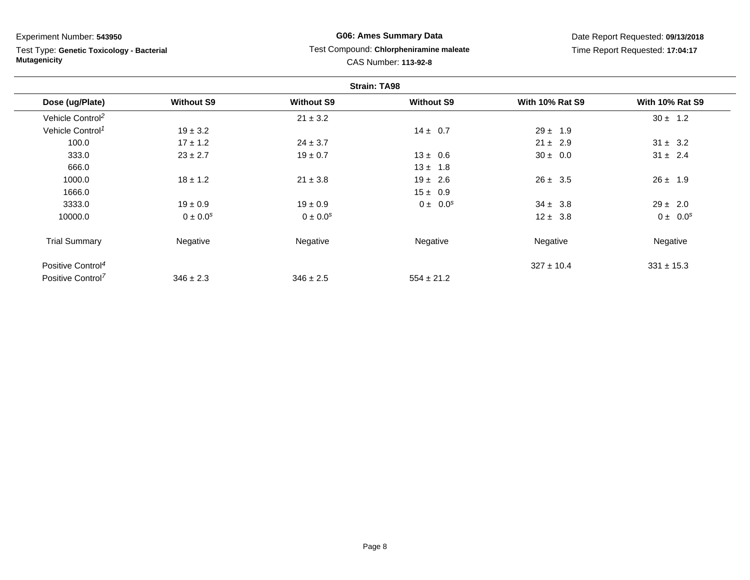Experiment Number: **543950**

Test Type: **Genetic Toxicology - Bacterial Mutagenicity**

**G06: Ames Summary Data**

Test Compound: **Chlorpheniramine maleate**

CAS Number: **113-92-8**

Date Report Requested: **09/13/2018**

Time Report Requested: **17:04:17**

**Strain: TA98**

| Dose (ug/Plate) | Without S9 | Without S9 | Without S9 | With 10% Rat S9 | With 10% Rat S9 |
|---|---|---|---|---|---|
| Vehicle Control[2] | | 21 ± 3.2 | | | 30 ± 1.2 |
| Vehicle Control[1] | 19 ± 3.2 | | 14 ± 0.7 | 29 ± 1.9 | |
| 100.0 | 17 ± 1.2 | 24 ± 3.7 | | 21 ± 2.9 | 31 ± 3.2 |
| 333.0 | 23 ± 2.7 | 19 ± 0.7 | 13 ± 0.6 | 30 ± 0.0 | 31 ± 2.4 |
| 666.0 | | | 13 ± 1.8 | | |
| 1000.0 | 18 ± 1.2 | 21 ± 3.8 | 19 ± 2.6 | 26 ± 3.5 | 26 ± 1.9 |
| 1666.0 | | | 15 ± 0.9 | | |
| 3333.0 | 19 ± 0.9 | 19 ± 0.9 | 0 ± 0.0[s] | 34 ± 3.8 | 29 ± 2.0 |
| 10000.0 | 0 ± 0.0[s] | 0 ± 0.0[s] | | 12 ± 3.8 | 0 ± 0.0[s] |
| Trial Summary | Negative | Negative | Negative | Negative | Negative |
| Positive Control[4] | | | | 327 ± 10.4 | 331 ± 15.3 |
| Positive Control[7] | 346 ± 2.3 | 346 ± 2.5 | 554 ± 21.2 | | |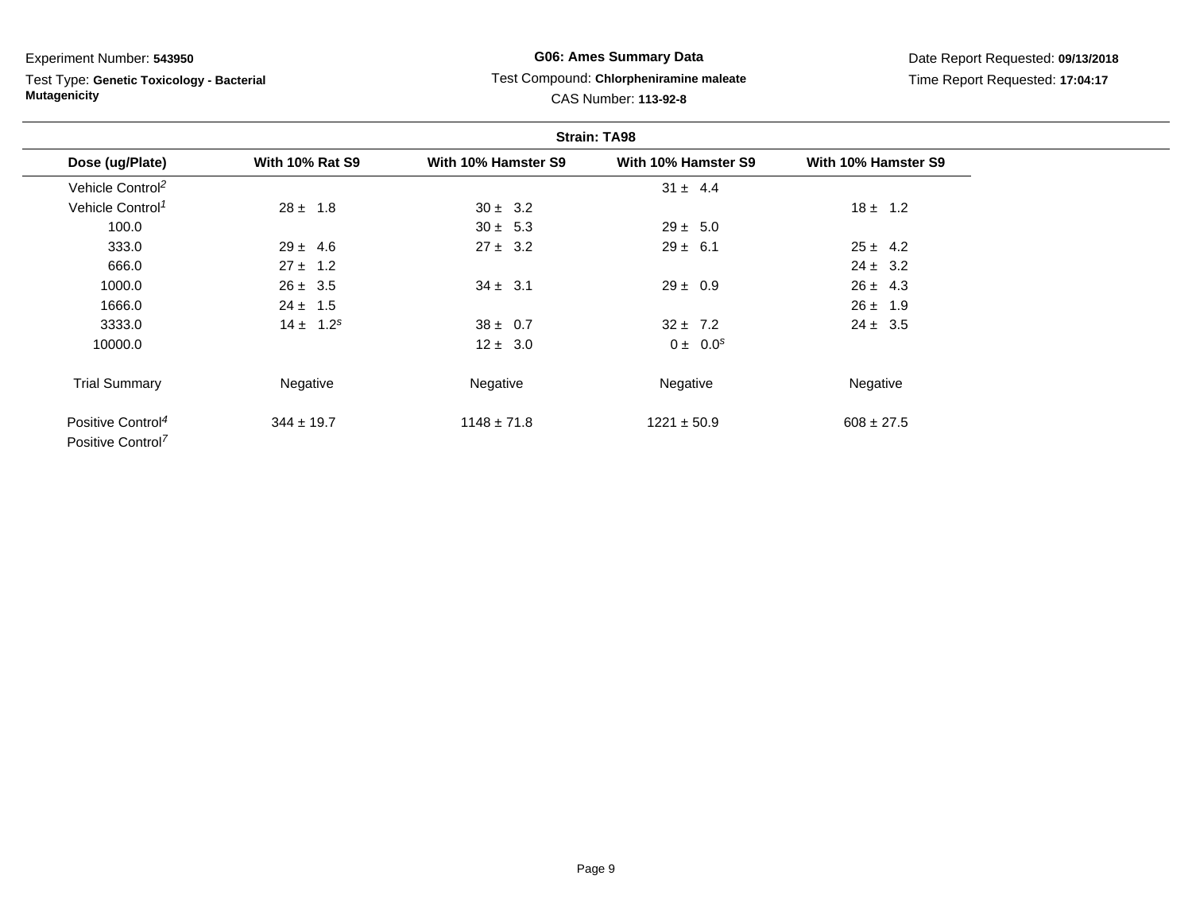Experiment Number: **543950**

Test Type: **Genetic Toxicology - Bacterial Mutagenicity**

**G06: Ames Summary Data**

Test Compound: **Chlorpheniramine maleate**

CAS Number: **113-92-8**

Date Report Requested: **09/13/2018**

Time Report Requested: **17:04:17**

**Strain: TA98**

| Dose (ug/Plate) | With 10% Rat S9 | With 10% Hamster S9 | With 10% Hamster S9 | With 10% Hamster S9 |
|---|---|---|---|---|
| Vehicle Control[2] | | | 31 ± 4.4 | |
| Vehicle Control[1] | 28 ± 1.8 | 30 ± 3.2 | | 18 ± 1.2 |
| 100.0 | | 30 ± 5.3 | 29 ± 5.0 | |
| 333.0 | 29 ± 4.6 | 27 ± 3.2 | 29 ± 6.1 | 25 ± 4.2 |
| 666.0 | 27 ± 1.2 | | | 24 ± 3.2 |
| 1000.0 | 26 ± 3.5 | 34 ± 3.1 | 29 ± 0.9 | 26 ± 4.3 |
| 1666.0 | 24 ± 1.5 | | | 26 ± 1.9 |
| 3333.0 | 14 ± 1.2[s] | 38 ± 0.7 | 32 ± 7.2 | 24 ± 3.5 |
| 10000.0 | | 12 ± 3.0 | 0 ± 0.0[s] | |
| Trial Summary | Negative | Negative | Negative | Negative |
| Positive Control[4] | 344 ± 19.7 | 1148 ± 71.8 | 1221 ± 50.9 | 608 ± 27.5 |
| Positive Control[7] | | | | |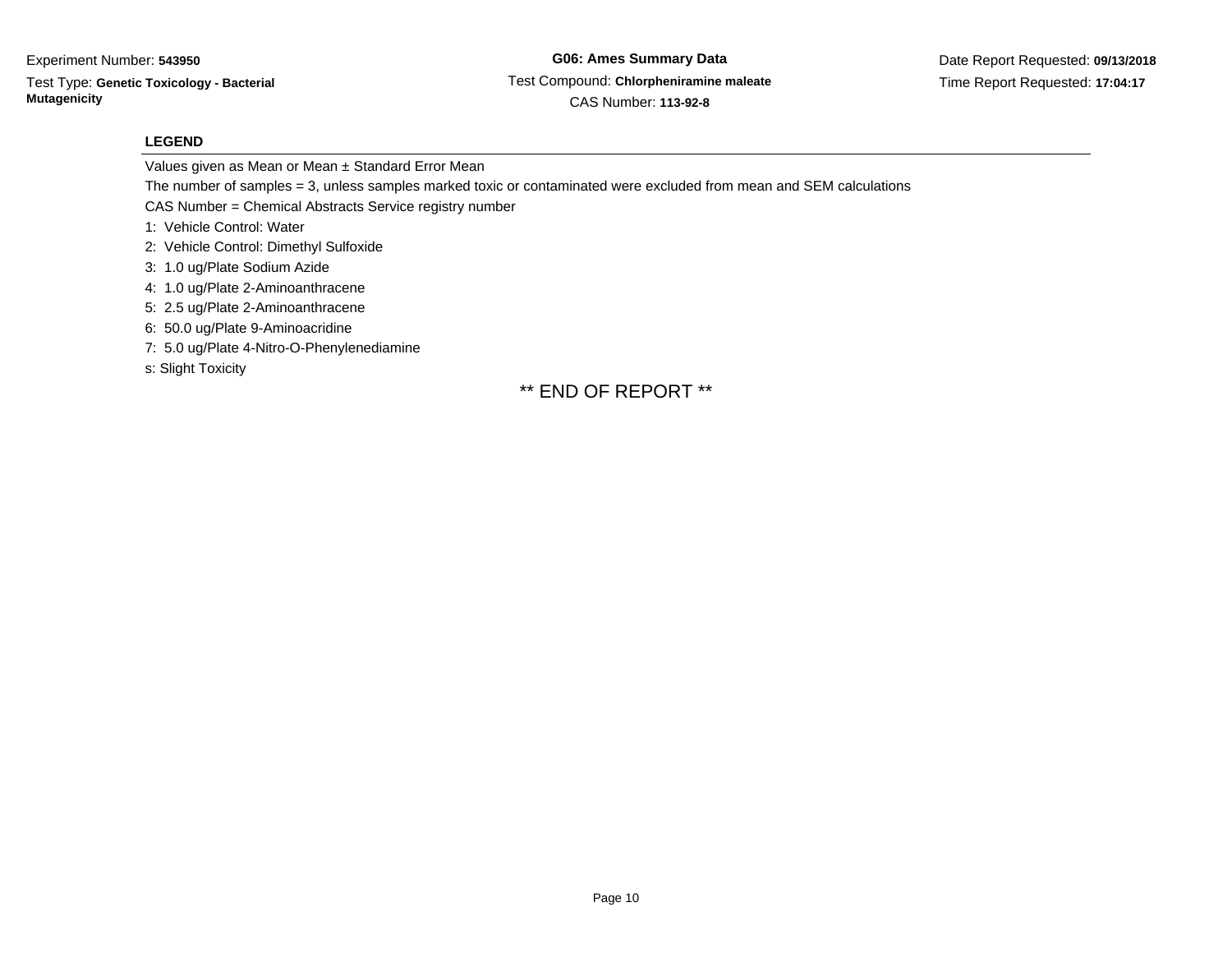Experiment Number: **543950**

Test Type: **Genetic Toxicology - Bacterial Mutagenicity**

**G06: Ames Summary Data**

Test Compound: **Chlorpheniramine maleate**

CAS Number: **113-92-8**

Date Report Requested: **09/13/2018**

Time Report Requested: **17:04:17**

**LEGEND**

Values given as Mean or Mean ± Standard Error Mean

The number of samples = 3, unless samples marked toxic or contaminated were excluded from mean and SEM calculations

CAS Number = Chemical Abstracts Service registry number

1: Vehicle Control: Water

2: Vehicle Control: Dimethyl Sulfoxide

3: 1.0 ug/Plate Sodium Azide

4: 1.0 ug/Plate 2-Aminoanthracene

5: 2.5 ug/Plate 2-Aminoanthracene

6: 50.0 ug/Plate 9-Aminoacridine

7: 5.0 ug/Plate 4-Nitro-O-Phenylenediamine

s: Slight Toxicity

** END OF REPORT **